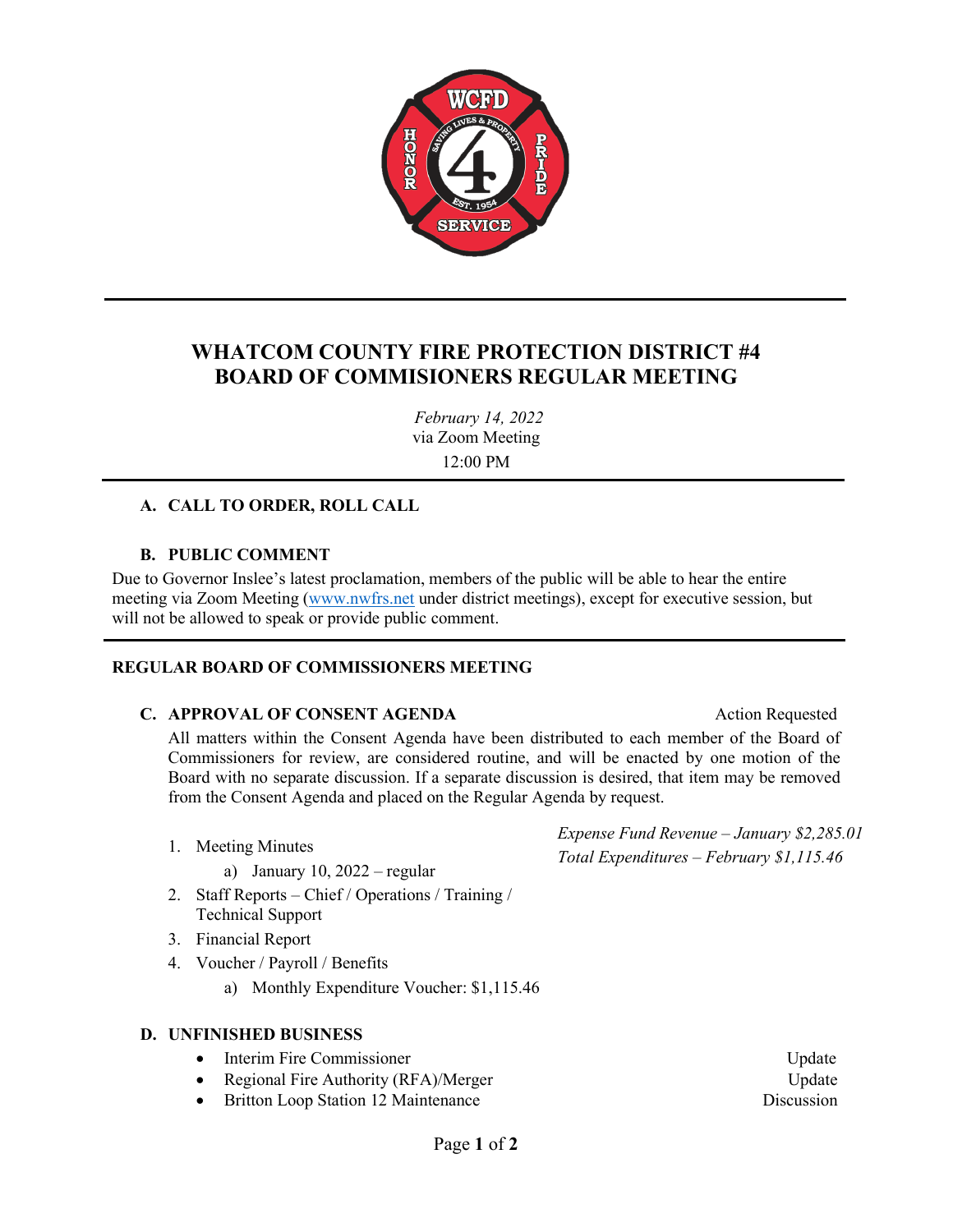# WHATCOM COUNTY FIRE PROTECTION DISTRICT #4
# BOARD OF COMMISIONERS REGULAR MEETING

*February 14, 2022*
via Zoom Meeting
12:00 PM

### A. CALL TO ORDER, ROLL CALL

### B. PUBLIC COMMENT

Due to Governor Inslee's latest proclamation, members of the public will be able to hear the entire meeting via Zoom Meeting (www.nwfrs.net under district meetings), except for executive session, but will not be allowed to speak or provide public comment.

## REGULAR BOARD OF COMMISSIONERS MEETING

### C. APPROVAL OF CONSENT AGENDA — Action Requested

All matters within the Consent Agenda have been distributed to each member of the Board of Commissioners for review, are considered routine, and will be enacted by one motion of the Board with no separate discussion. If a separate discussion is desired, that item may be removed from the Consent Agenda and placed on the Regular Agenda by request.

*Expense Fund Revenue – January $2,285.01*
*Total Expenditures – February $1,115.46*

1. Meeting Minutes
   a) January 10, 2022 – regular
2. Staff Reports – Chief / Operations / Training / Technical Support
3. Financial Report
4. Voucher / Payroll / Benefits
   a) Monthly Expenditure Voucher: $1,115.46

### D. UNFINISHED BUSINESS

- Interim Fire Commissioner — Update
- Regional Fire Authority (RFA)/Merger — Update
- Britton Loop Station 12 Maintenance — Discussion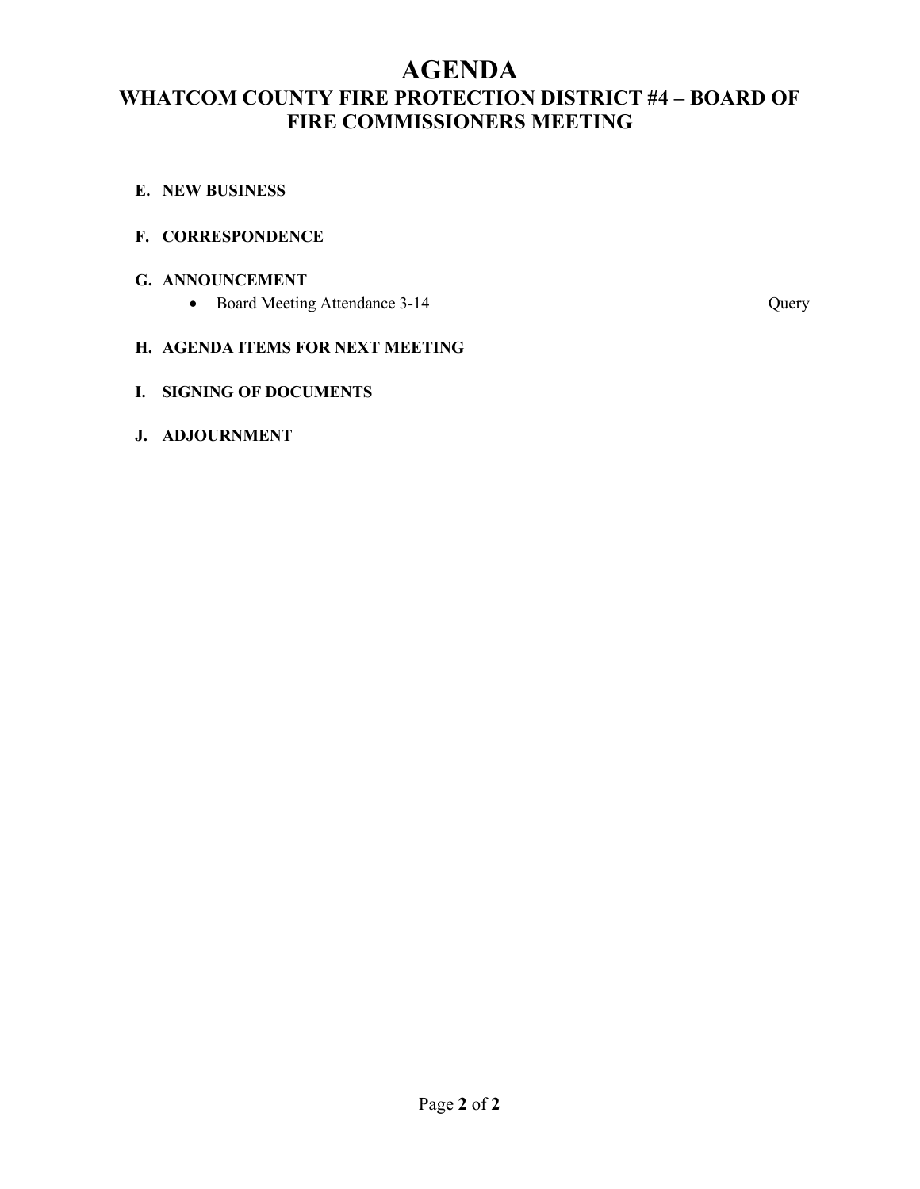# AGENDA

## WHATCOM COUNTY FIRE PROTECTION DISTRICT #4 – BOARD OF FIRE COMMISSIONERS MEETING

**E. NEW BUSINESS**

**F. CORRESPONDENCE**

**G. ANNOUNCEMENT**

- Board Meeting Attendance 3-14 Query

**H. AGENDA ITEMS FOR NEXT MEETING**

**I. SIGNING OF DOCUMENTS**

**J. ADJOURNMENT**